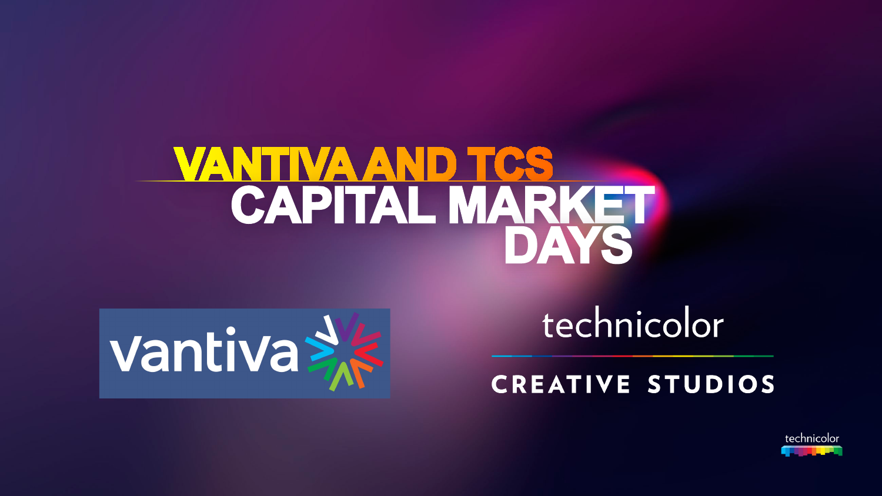# VANTIVA AND TCS CAPITAL MARKET DAYS

vantiva

technicolor

CREATIVE STUDIOS

technicolor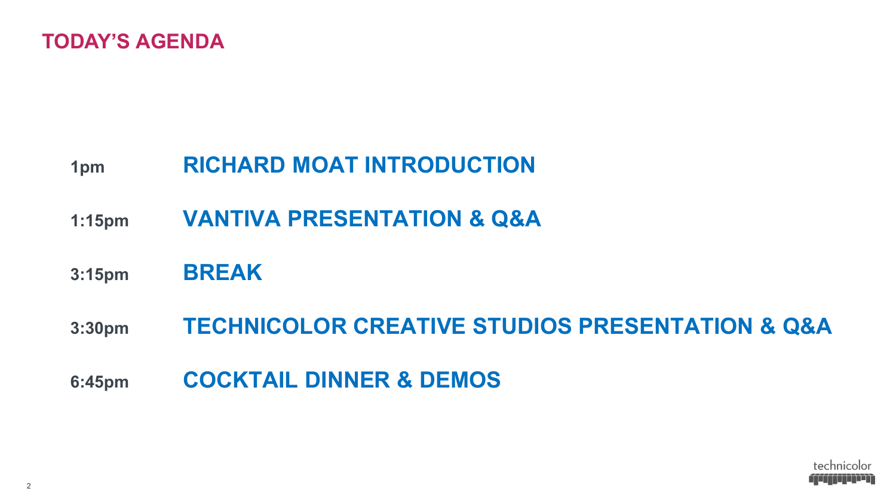# TODAY'S AGENDA

| | |
|---|---|
| **1pm** | **RICHARD MOAT INTRODUCTION** |
| **1:15pm** | **VANTIVA PRESENTATION & Q&A** |
| **3:15pm** | **BREAK** |
| **3:30pm** | **TECHNICOLOR CREATIVE STUDIOS PRESENTATION & Q&A** |
| **6:45pm** | **COCKTAIL DINNER & DEMOS** |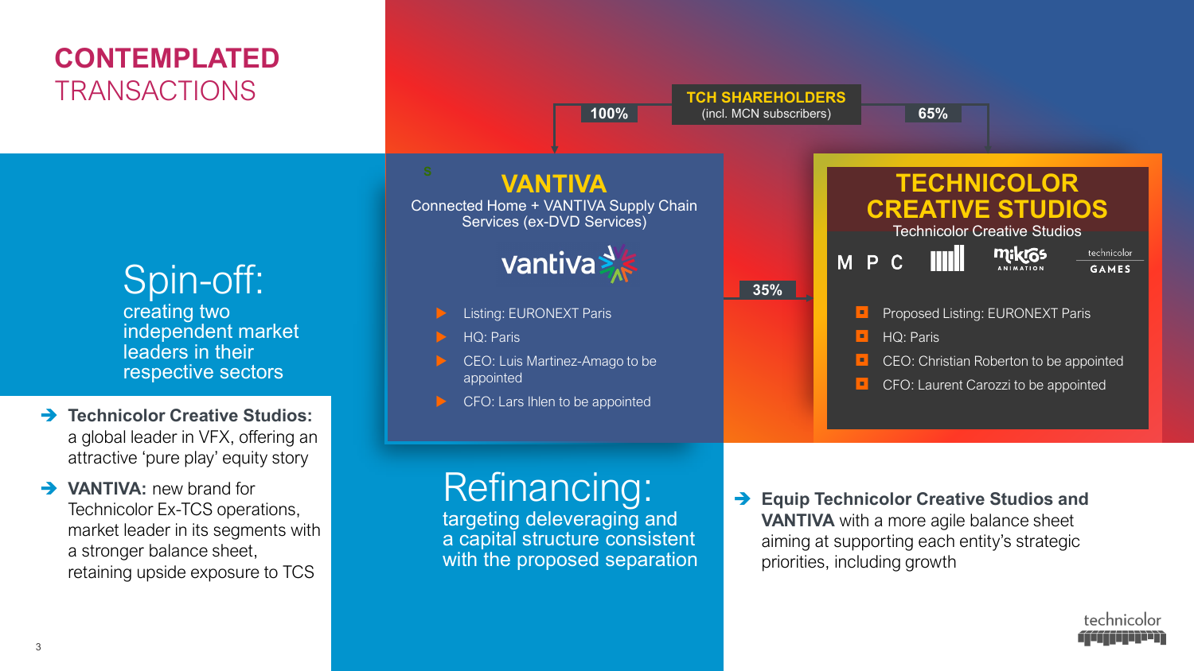# CONTEMPLATED TRANSACTIONS

## Spin-off:

creating two independent market leaders in their respective sectors

- **Technicolor Creative Studios:** a global leader in VFX, offering an attractive 'pure play' equity story
- **VANTIVA:** new brand for Technicolor Ex-TCS operations, market leader in its segments with a stronger balance sheet, retaining upside exposure to TCS

**TCH SHAREHOLDERS** (incl. MCN subscribers)

100% → VANTIVA | 65% → TECHNICOLOR CREATIVE STUDIOS | VANTIVA 35% → TECHNICOLOR CREATIVE STUDIOS

### VANTIVA

Connected Home + VANTIVA Supply Chain Services (ex-DVD Services)

vantiva

- Listing: EURONEXT Paris
- HQ: Paris
- CEO: Luis Martinez-Amago to be appointed
- CFO: Lars Ihlen to be appointed

### TECHNICOLOR CREATIVE STUDIOS

Technicolor Creative Studios

M P C | mikros ANIMATION | technicolor GAMES

- Proposed Listing: EURONEXT Paris
- HQ: Paris
- CEO: Christian Roberton to be appointed
- CFO: Laurent Carozzi to be appointed

## Refinancing:

targeting deleveraging and a capital structure consistent with the proposed separation

- **Equip Technicolor Creative Studios and VANTIVA** with a more agile balance sheet aiming at supporting each entity's strategic priorities, including growth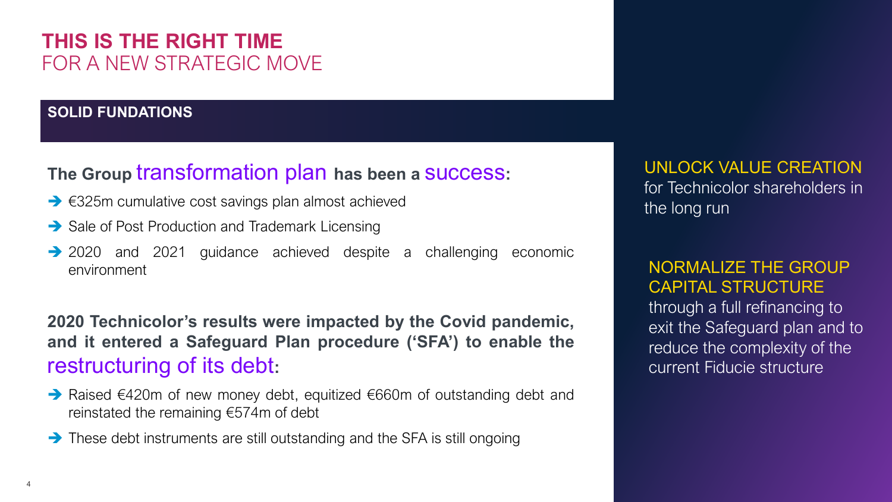# THIS IS THE RIGHT TIME
FOR A NEW STRATEGIC MOVE

## SOLID FUNDATIONS

**The Group transformation plan has been a success:**

- €325m cumulative cost savings plan almost achieved
- Sale of Post Production and Trademark Licensing
- 2020 and 2021 guidance achieved despite a challenging economic environment

**2020 Technicolor's results were impacted by the Covid pandemic, and it entered a Safeguard Plan procedure ('SFA') to enable the restructuring of its debt:**

- Raised €420m of new money debt, equitized €660m of outstanding debt and reinstated the remaining €574m of debt
- These debt instruments are still outstanding and the SFA is still ongoing

UNLOCK VALUE CREATION for Technicolor shareholders in the long run

NORMALIZE THE GROUP CAPITAL STRUCTURE through a full refinancing to exit the Safeguard plan and to reduce the complexity of the current Fiducie structure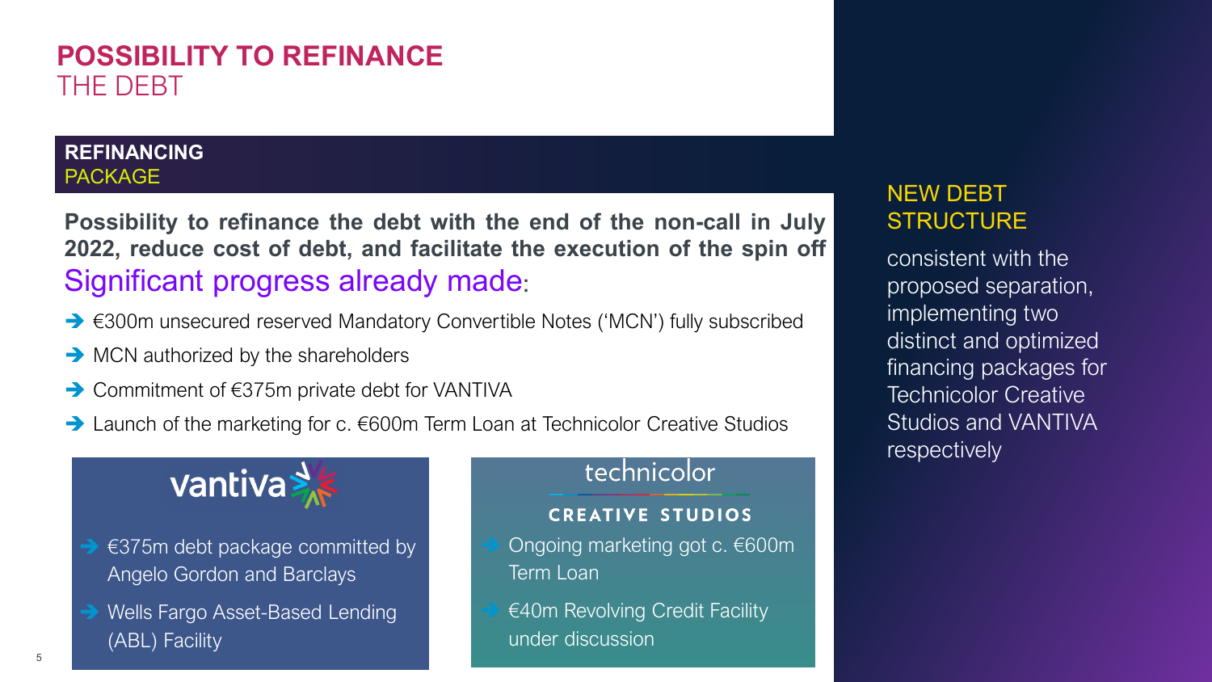# POSSIBILITY TO REFINANCE THE DEBT

## REFINANCING PACKAGE

**Possibility to refinance the debt with the end of the non-call in July 2022, reduce cost of debt, and facilitate the execution of the spin off**

Significant progress already made:

- €300m unsecured reserved Mandatory Convertible Notes ('MCN') fully subscribed
- MCN authorized by the shareholders
- Commitment of €375m private debt for VANTIVA
- Launch of the marketing for c. €600m Term Loan at Technicolor Creative Studios

### vantiva

- €375m debt package committed by Angelo Gordon and Barclays
- Wells Fargo Asset-Based Lending (ABL) Facility

### technicolor CREATIVE STUDIOS

- Ongoing marketing got c. €600m Term Loan
- €40m Revolving Credit Facility under discussion

## NEW DEBT STRUCTURE

consistent with the proposed separation, implementing two distinct and optimized financing packages for Technicolor Creative Studios and VANTIVA respectively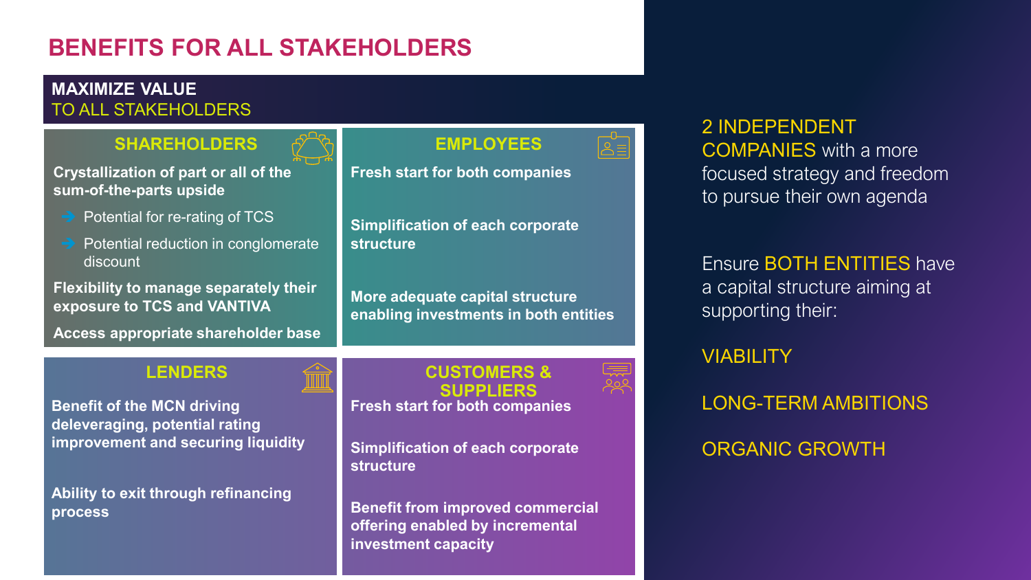# BENEFITS FOR ALL STAKEHOLDERS

## MAXIMIZE VALUE TO ALL STAKEHOLDERS

### SHAREHOLDERS

**Crystallization of part or all of the sum-of-the-parts upside**

- Potential for re-rating of TCS
- Potential reduction in conglomerate discount

**Flexibility to manage separately their exposure to TCS and VANTIVA**

**Access appropriate shareholder base**

### EMPLOYEES

**Fresh start for both companies**

**Simplification of each corporate structure**

**More adequate capital structure enabling investments in both entities**

### LENDERS

**Benefit of the MCN driving deleveraging, potential rating improvement and securing liquidity**

**Ability to exit through refinancing process**

### CUSTOMERS & SUPPLIERS

**Fresh start for both companies**

**Simplification of each corporate structure**

**Benefit from improved commercial offering enabled by incremental investment capacity**

---

2 INDEPENDENT COMPANIES with a more focused strategy and freedom to pursue their own agenda

Ensure BOTH ENTITIES have a capital structure aiming at supporting their:

VIABILITY

LONG-TERM AMBITIONS

ORGANIC GROWTH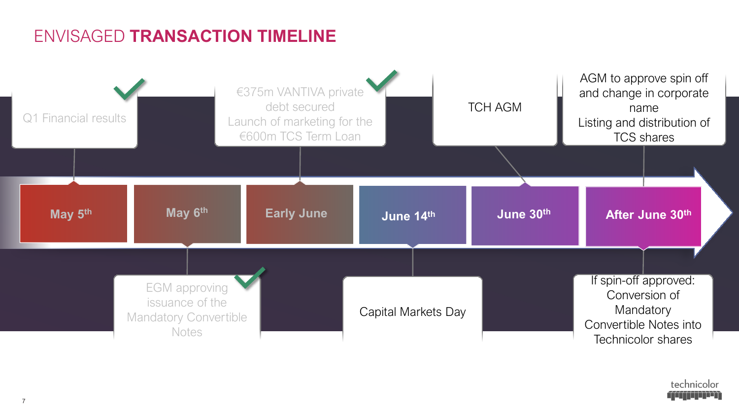# ENVISAGED **TRANSACTION TIMELINE**

- **May 5th**: Q1 Financial results ✓
- **May 6th**: EGM approving issuance of the Mandatory Convertible Notes ✓
- **Early June**: €375m VANTIVA private debt secured; Launch of marketing for the €600m TCS Term Loan ✓
- **June 14th**: Capital Markets Day
- **June 30th**: TCH AGM
- **After June 30th**: AGM to approve spin off and change in corporate name; Listing and distribution of TCS shares; If spin-off approved: Conversion of Mandatory Convertible Notes into Technicolor shares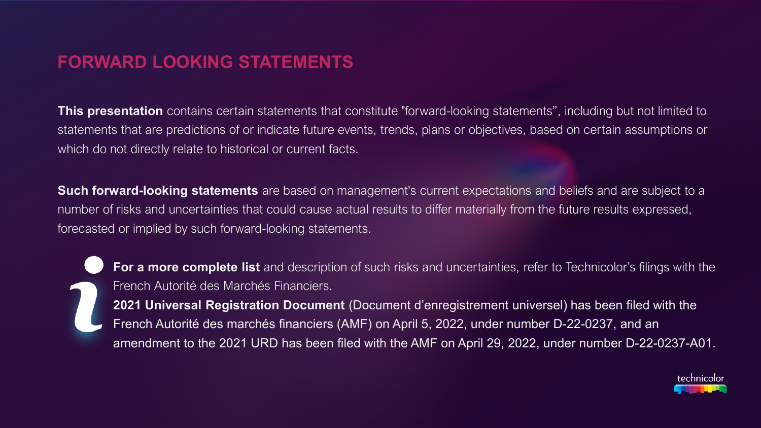# FORWARD LOOKING STATEMENTS

**This presentation** contains certain statements that constitute "forward-looking statements", including but not limited to statements that are predictions of or indicate future events, trends, plans or objectives, based on certain assumptions or which do not directly relate to historical or current facts.

**Such forward-looking statements** are based on management's current expectations and beliefs and are subject to a number of risks and uncertainties that could cause actual results to differ materially from the future results expressed, forecasted or implied by such forward-looking statements.

**For a more complete list** and description of such risks and uncertainties, refer to Technicolor's filings with the French Autorité des Marchés Financiers.

**2021 Universal Registration Document** (Document d'enregistrement universel) has been filed with the French Autorité des marchés financiers (AMF) on April 5, 2022, under number D-22-0237, and an amendment to the 2021 URD has been filed with the AMF on April 29, 2022, under number D-22-0237-A01.